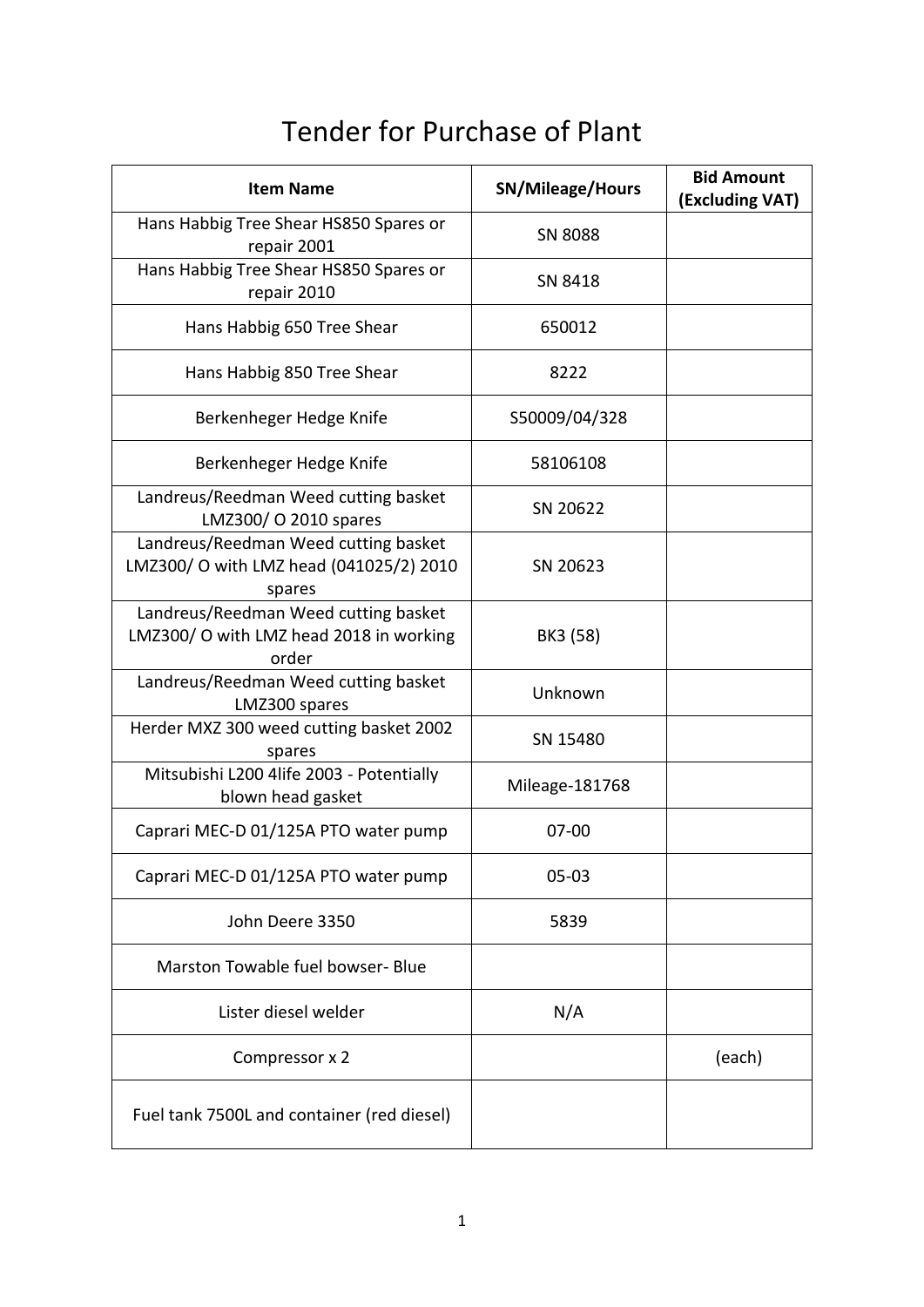# Tender for Purchase of Plant

| Item Name | SN/Mileage/Hours | Bid Amount (Excluding VAT) |
|---|---|---|
| Hans Habbig Tree Shear HS850 Spares or repair 2001 | SN 8088 | |
| Hans Habbig Tree Shear HS850 Spares or repair 2010 | SN 8418 | |
| Hans Habbig 650 Tree Shear | 650012 | |
| Hans Habbig 850 Tree Shear | 8222 | |
| Berkenheger Hedge Knife | S50009/04/328 | |
| Berkenheger Hedge Knife | 58106108 | |
| Landreus/Reedman Weed cutting basket LMZ300/ O 2010 spares | SN 20622 | |
| Landreus/Reedman Weed cutting basket LMZ300/ O with LMZ head (041025/2) 2010 spares | SN 20623 | |
| Landreus/Reedman Weed cutting basket LMZ300/ O with LMZ head 2018 in working order | BK3 (58) | |
| Landreus/Reedman Weed cutting basket LMZ300 spares | Unknown | |
| Herder MXZ 300 weed cutting basket 2002 spares | SN 15480 | |
| Mitsubishi L200 4life 2003 - Potentially blown head gasket | Mileage-181768 | |
| Caprari MEC-D 01/125A PTO water pump | 07-00 | |
| Caprari MEC-D 01/125A PTO water pump | 05-03 | |
| John Deere 3350 | 5839 | |
| Marston Towable fuel bowser- Blue | | |
| Lister diesel welder | N/A | |
| Compressor x 2 | | (each) |
| Fuel tank 7500L and container (red diesel) | | |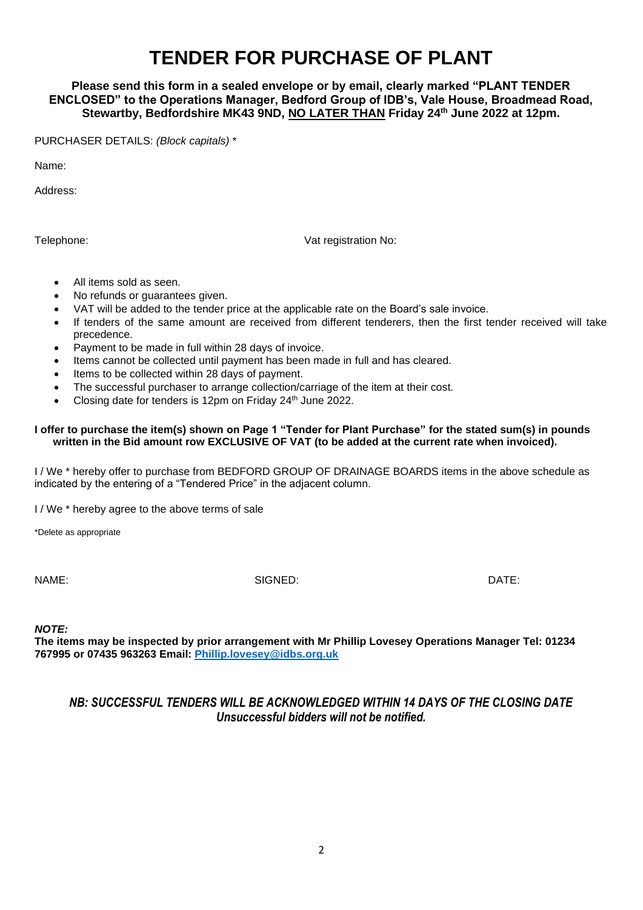# TENDER FOR PURCHASE OF PLANT

**Please send this form in a sealed envelope or by email, clearly marked "PLANT TENDER ENCLOSED" to the Operations Manager, Bedford Group of IDB's, Vale House, Broadmead Road, Stewartby, Bedfordshire MK43 9ND, NO LATER THAN Friday 24th June 2022 at 12pm.**

PURCHASER DETAILS: *(Block capitals)* *

Name:

Address:

Telephone: Vat registration No:

- All items sold as seen.
- No refunds or guarantees given.
- VAT will be added to the tender price at the applicable rate on the Board's sale invoice.
- If tenders of the same amount are received from different tenderers, then the first tender received will take precedence.
- Payment to be made in full within 28 days of invoice.
- Items cannot be collected until payment has been made in full and has cleared.
- Items to be collected within 28 days of payment.
- The successful purchaser to arrange collection/carriage of the item at their cost.
- Closing date for tenders is 12pm on Friday 24th June 2022.

**I offer to purchase the item(s) shown on Page 1 "Tender for Plant Purchase" for the stated sum(s) in pounds written in the Bid amount row EXCLUSIVE OF VAT (to be added at the current rate when invoiced).**

I / We * hereby offer to purchase from BEDFORD GROUP OF DRAINAGE BOARDS items in the above schedule as indicated by the entering of a "Tendered Price" in the adjacent column.

I / We * hereby agree to the above terms of sale

*Delete as appropriate

NAME: SIGNED: DATE:

***NOTE:***

**The items may be inspected by prior arrangement with Mr Phillip Lovesey Operations Manager Tel: 01234 767995 or 07435 963263 Email: Phillip.lovesey@idbs.org.uk**

***NB: SUCCESSFUL TENDERS WILL BE ACKNOWLEDGED WITHIN 14 DAYS OF THE CLOSING DATE***
***Unsuccessful bidders will not be notified.***